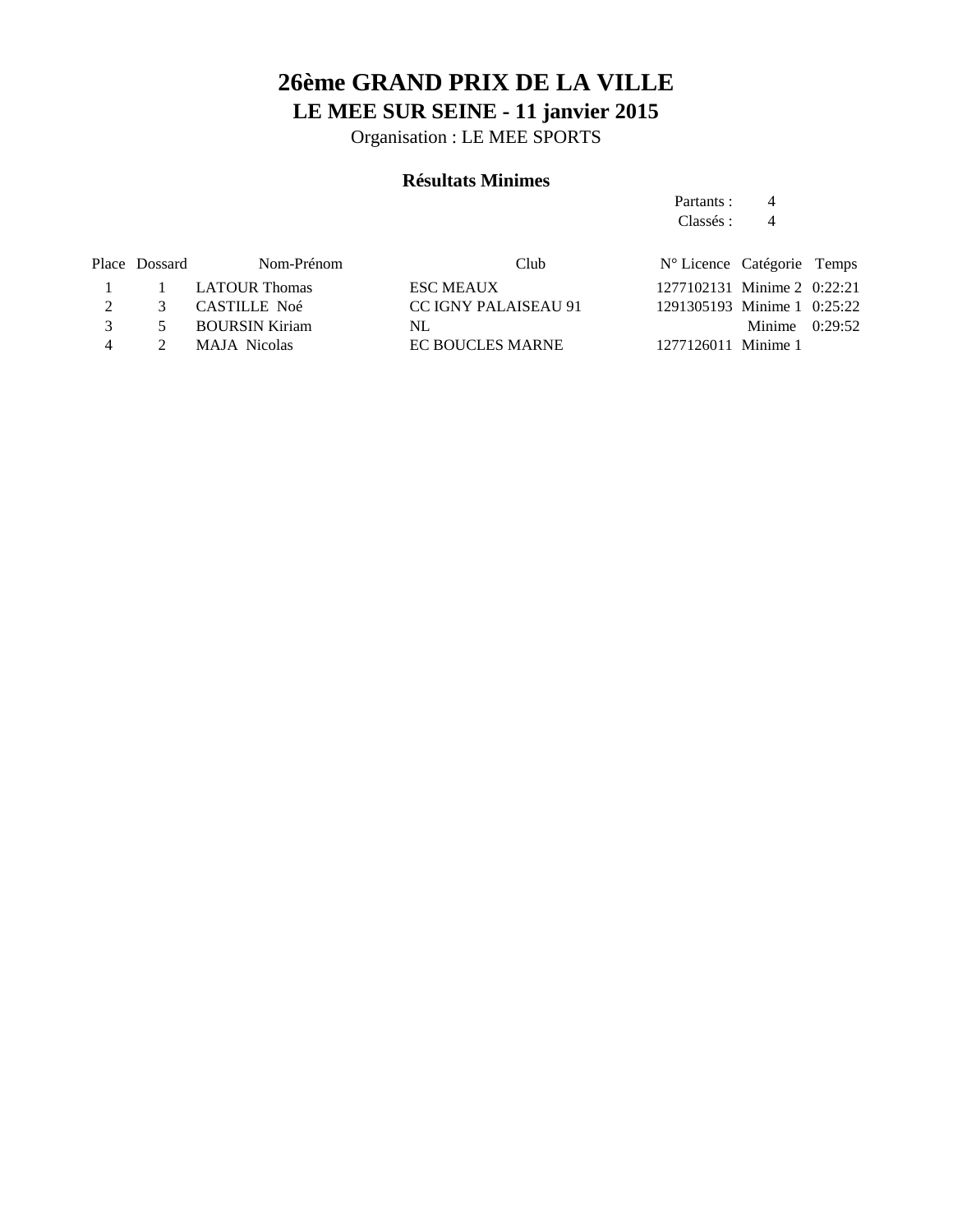# 26ème GRAND PRIX DE LA VILLE

## LE MEE SUR SEINE - 11 janvier 2015

Organisation : LE MEE SPORTS

### Résultats Minimes

Partants : 4
Classés : 4

| Place | Dossard | Nom-Prénom | Club | N° Licence | Catégorie | Temps |
|---|---|---|---|---|---|---|
| 1 | 1 | LATOUR Thomas | ESC MEAUX | 1277102131 | Minime 2 | 0:22:21 |
| 2 | 3 | CASTILLE Noé | CC IGNY PALAISEAU 91 | 1291305193 | Minime 1 | 0:25:22 |
| 3 | 5 | BOURSIN Kiriam | NL | | Minime | 0:29:52 |
| 4 | 2 | MAJA Nicolas | EC BOUCLES MARNE | 1277126011 | Minime 1 | |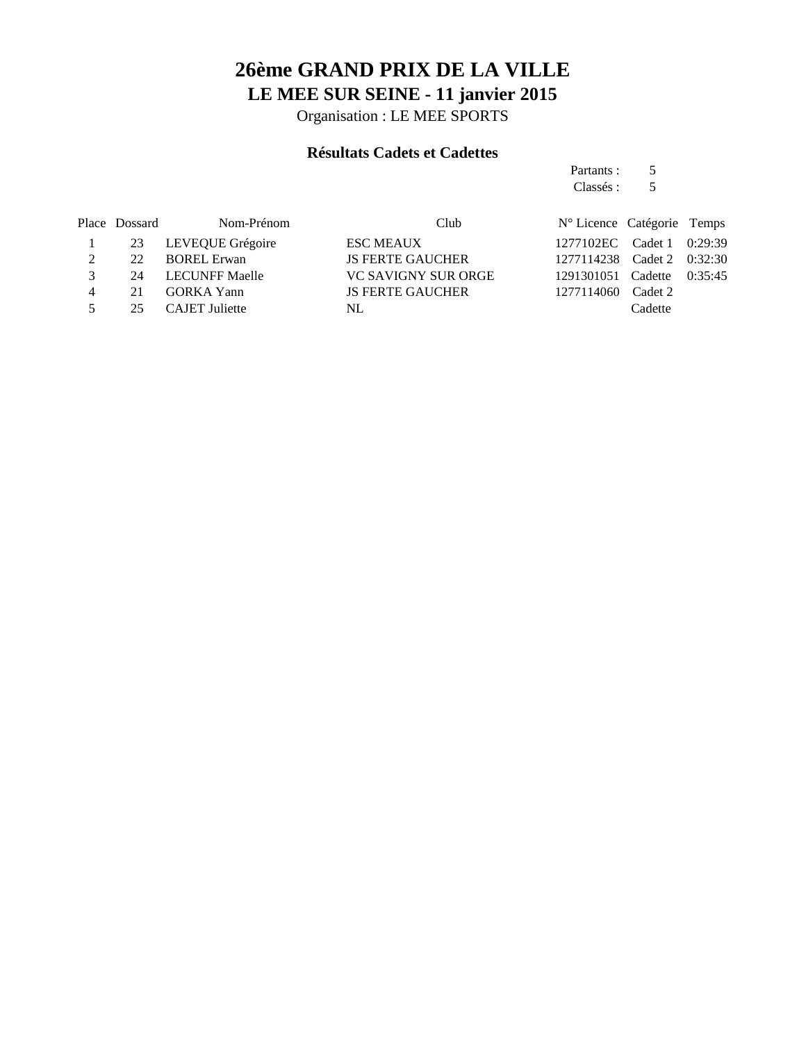# 26ème GRAND PRIX DE LA VILLE

## LE MEE SUR SEINE - 11 janvier 2015

Organisation : LE MEE SPORTS

### Résultats Cadets et Cadettes

Partants : 5
Classés : 5

| Place | Dossard | Nom-Prénom | Club | N° Licence | Catégorie | Temps |
|---|---|---|---|---|---|---|
| 1 | 23 | LEVEQUE Grégoire | ESC MEAUX | 1277102EC | Cadet 1 | 0:29:39 |
| 2 | 22 | BOREL Erwan | JS FERTE GAUCHER | 1277114238 | Cadet 2 | 0:32:30 |
| 3 | 24 | LECUNFF Maelle | VC SAVIGNY SUR ORGE | 1291301051 | Cadette | 0:35:45 |
| 4 | 21 | GORKA Yann | JS FERTE GAUCHER | 1277114060 | Cadet 2 | |
| 5 | 25 | CAJET Juliette | NL | | Cadette | |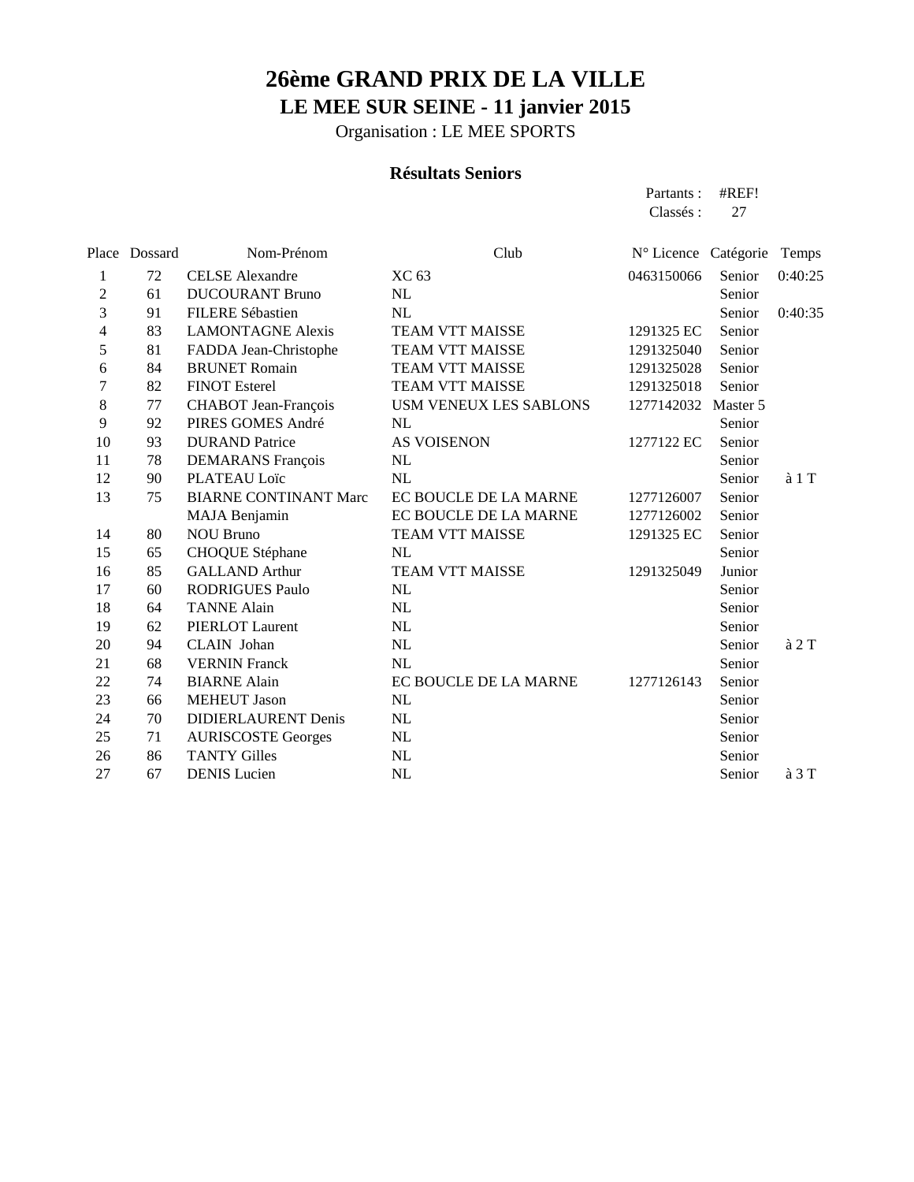# 26ème GRAND PRIX DE LA VILLE

## LE MEE SUR SEINE - 11 janvier 2015

Organisation : LE MEE SPORTS

### Résultats Seniors

Partants : #REF!
Classés : 27

| Place | Dossard | Nom-Prénom | Club | N° Licence | Catégorie | Temps |
|---|---|---|---|---|---|---|
| 1 | 72 | CELSE Alexandre | XC 63 | 0463150066 | Senior | 0:40:25 |
| 2 | 61 | DUCOURANT Bruno | NL | | Senior | |
| 3 | 91 | FILERE Sébastien | NL | | Senior | 0:40:35 |
| 4 | 83 | LAMONTAGNE Alexis | TEAM VTT MAISSE | 1291325 EC | Senior | |
| 5 | 81 | FADDA Jean-Christophe | TEAM VTT MAISSE | 1291325040 | Senior | |
| 6 | 84 | BRUNET Romain | TEAM VTT MAISSE | 1291325028 | Senior | |
| 7 | 82 | FINOT Esterel | TEAM VTT MAISSE | 1291325018 | Senior | |
| 8 | 77 | CHABOT Jean-François | USM VENEUX LES SABLONS | 1277142032 | Master 5 | |
| 9 | 92 | PIRES GOMES André | NL | | Senior | |
| 10 | 93 | DURAND Patrice | AS VOISENON | 1277122 EC | Senior | |
| 11 | 78 | DEMARANS François | NL | | Senior | |
| 12 | 90 | PLATEAU Loïc | NL | | Senior | à 1 T |
| 13 | 75 | BIARNE CONTINANT Marc | EC BOUCLE DE LA MARNE | 1277126007 | Senior | |
| | | MAJA Benjamin | EC BOUCLE DE LA MARNE | 1277126002 | Senior | |
| 14 | 80 | NOU Bruno | TEAM VTT MAISSE | 1291325 EC | Senior | |
| 15 | 65 | CHOQUE Stéphane | NL | | Senior | |
| 16 | 85 | GALLAND Arthur | TEAM VTT MAISSE | 1291325049 | Junior | |
| 17 | 60 | RODRIGUES Paulo | NL | | Senior | |
| 18 | 64 | TANNE Alain | NL | | Senior | |
| 19 | 62 | PIERLOT Laurent | NL | | Senior | |
| 20 | 94 | CLAIN Johan | NL | | Senior | à 2 T |
| 21 | 68 | VERNIN Franck | NL | | Senior | |
| 22 | 74 | BIARNE Alain | EC BOUCLE DE LA MARNE | 1277126143 | Senior | |
| 23 | 66 | MEHEUT Jason | NL | | Senior | |
| 24 | 70 | DIDIERLAURENT Denis | NL | | Senior | |
| 25 | 71 | AURISCOSTE Georges | NL | | Senior | |
| 26 | 86 | TANTY Gilles | NL | | Senior | |
| 27 | 67 | DENIS Lucien | NL | | Senior | à 3 T |